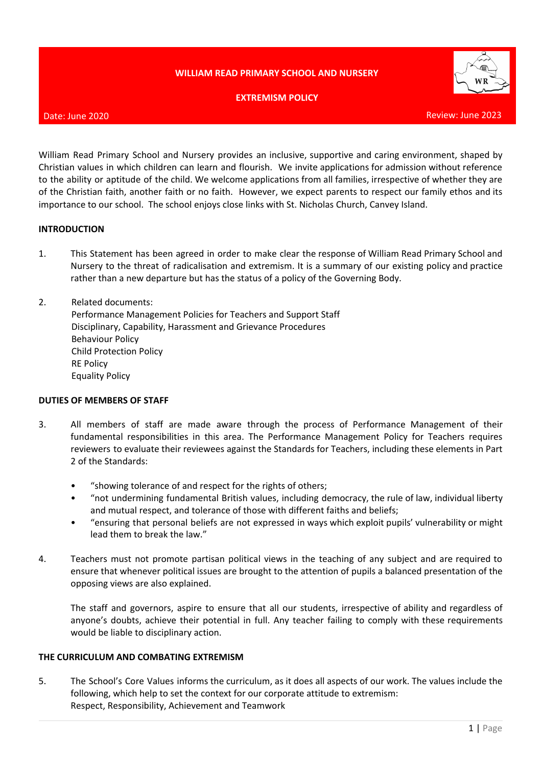**WILLIAM READ PRIMARY SCHOOL AND NURSERY**

**EXTREMISM POLICY**

Date: June 2020 Review: June 2023

William Read Primary School and Nursery provides an inclusive, supportive and caring environment, shaped by Christian values in which children can learn and flourish. We invite applications for admission without reference to the ability or aptitude of the child. We welcome applications from all families, irrespective of whether they are of the Christian faith, another faith or no faith. However, we expect parents to respect our family ethos and its importance to our school. The school enjoys close links with St. Nicholas Church, Canvey Island.

## INTRODUCTION

1. This Statement has been agreed in order to make clear the response of William Read Primary School and Nursery to the threat of radicalisation and extremism. It is a summary of our existing policy and practice rather than a new departure but has the status of a policy of the Governing Body.

2. Related documents:
   Performance Management Policies for Teachers and Support Staff
   Disciplinary, Capability, Harassment and Grievance Procedures
   Behaviour Policy
   Child Protection Policy
   RE Policy
   Equality Policy

## DUTIES OF MEMBERS OF STAFF

3. All members of staff are made aware through the process of Performance Management of their fundamental responsibilities in this area. The Performance Management Policy for Teachers requires reviewers to evaluate their reviewees against the Standards for Teachers, including these elements in Part 2 of the Standards:

   - "showing tolerance of and respect for the rights of others;
   - "not undermining fundamental British values, including democracy, the rule of law, individual liberty and mutual respect, and tolerance of those with different faiths and beliefs;
   - "ensuring that personal beliefs are not expressed in ways which exploit pupils' vulnerability or might lead them to break the law."

4. Teachers must not promote partisan political views in the teaching of any subject and are required to ensure that whenever political issues are brought to the attention of pupils a balanced presentation of the opposing views are also explained.

   The staff and governors, aspire to ensure that all our students, irrespective of ability and regardless of anyone's doubts, achieve their potential in full. Any teacher failing to comply with these requirements would be liable to disciplinary action.

## THE CURRICULUM AND COMBATING EXTREMISM

5. The School's Core Values informs the curriculum, as it does all aspects of our work. The values include the following, which help to set the context for our corporate attitude to extremism:
   Respect, Responsibility, Achievement and Teamwork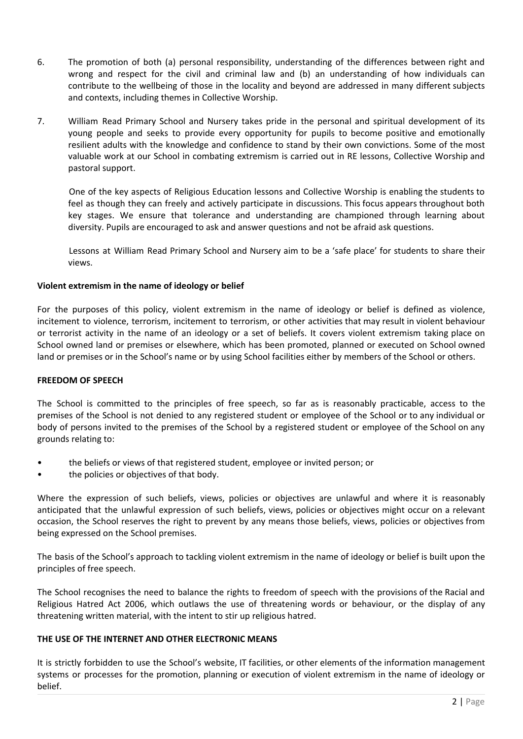6. The promotion of both (a) personal responsibility, understanding of the differences between right and wrong and respect for the civil and criminal law and (b) an understanding of how individuals can contribute to the wellbeing of those in the locality and beyond are addressed in many different subjects and contexts, including themes in Collective Worship.

7. William Read Primary School and Nursery takes pride in the personal and spiritual development of its young people and seeks to provide every opportunity for pupils to become positive and emotionally resilient adults with the knowledge and confidence to stand by their own convictions. Some of the most valuable work at our School in combating extremism is carried out in RE lessons, Collective Worship and pastoral support.

   One of the key aspects of Religious Education lessons and Collective Worship is enabling the students to feel as though they can freely and actively participate in discussions. This focus appears throughout both key stages. We ensure that tolerance and understanding are championed through learning about diversity. Pupils are encouraged to ask and answer questions and not be afraid ask questions.

   Lessons at William Read Primary School and Nursery aim to be a 'safe place' for students to share their views.

**Violent extremism in the name of ideology or belief**

For the purposes of this policy, violent extremism in the name of ideology or belief is defined as violence, incitement to violence, terrorism, incitement to terrorism, or other activities that may result in violent behaviour or terrorist activity in the name of an ideology or a set of beliefs. It covers violent extremism taking place on School owned land or premises or elsewhere, which has been promoted, planned or executed on School owned land or premises or in the School's name or by using School facilities either by members of the School or others.

**FREEDOM OF SPEECH**

The School is committed to the principles of free speech, so far as is reasonably practicable, access to the premises of the School is not denied to any registered student or employee of the School or to any individual or body of persons invited to the premises of the School by a registered student or employee of the School on any grounds relating to:

- the beliefs or views of that registered student, employee or invited person; or
- the policies or objectives of that body.

Where the expression of such beliefs, views, policies or objectives are unlawful and where it is reasonably anticipated that the unlawful expression of such beliefs, views, policies or objectives might occur on a relevant occasion, the School reserves the right to prevent by any means those beliefs, views, policies or objectives from being expressed on the School premises.

The basis of the School's approach to tackling violent extremism in the name of ideology or belief is built upon the principles of free speech.

The School recognises the need to balance the rights to freedom of speech with the provisions of the Racial and Religious Hatred Act 2006, which outlaws the use of threatening words or behaviour, or the display of any threatening written material, with the intent to stir up religious hatred.

**THE USE OF THE INTERNET AND OTHER ELECTRONIC MEANS**

It is strictly forbidden to use the School's website, IT facilities, or other elements of the information management systems or processes for the promotion, planning or execution of violent extremism in the name of ideology or belief.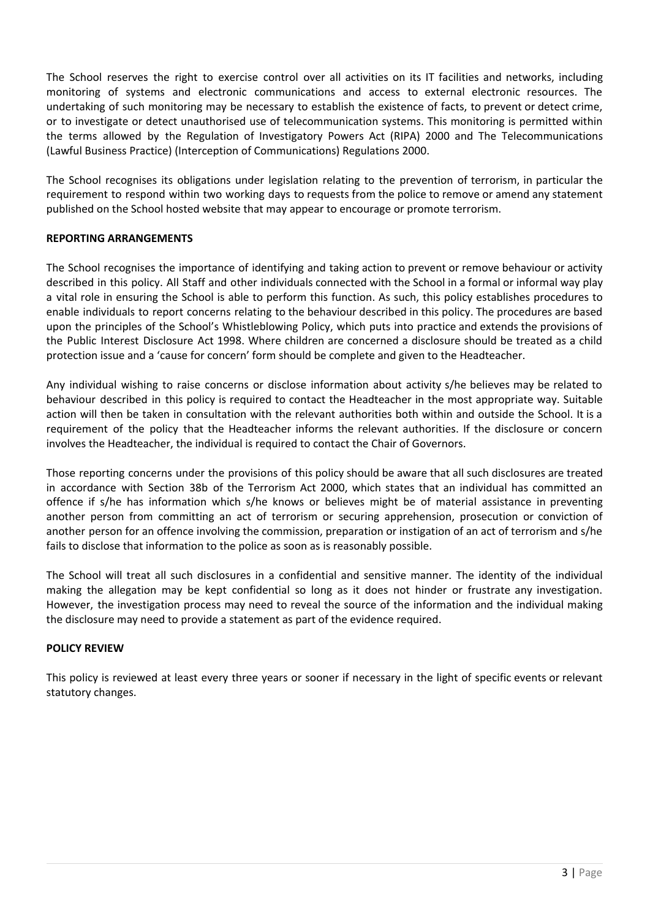The School reserves the right to exercise control over all activities on its IT facilities and networks, including monitoring of systems and electronic communications and access to external electronic resources. The undertaking of such monitoring may be necessary to establish the existence of facts, to prevent or detect crime, or to investigate or detect unauthorised use of telecommunication systems. This monitoring is permitted within the terms allowed by the Regulation of Investigatory Powers Act (RIPA) 2000 and The Telecommunications (Lawful Business Practice) (Interception of Communications) Regulations 2000.

The School recognises its obligations under legislation relating to the prevention of terrorism, in particular the requirement to respond within two working days to requests from the police to remove or amend any statement published on the School hosted website that may appear to encourage or promote terrorism.

**REPORTING ARRANGEMENTS**

The School recognises the importance of identifying and taking action to prevent or remove behaviour or activity described in this policy. All Staff and other individuals connected with the School in a formal or informal way play a vital role in ensuring the School is able to perform this function. As such, this policy establishes procedures to enable individuals to report concerns relating to the behaviour described in this policy. The procedures are based upon the principles of the School's Whistleblowing Policy, which puts into practice and extends the provisions of the Public Interest Disclosure Act 1998. Where children are concerned a disclosure should be treated as a child protection issue and a 'cause for concern' form should be complete and given to the Headteacher.

Any individual wishing to raise concerns or disclose information about activity s/he believes may be related to behaviour described in this policy is required to contact the Headteacher in the most appropriate way. Suitable action will then be taken in consultation with the relevant authorities both within and outside the School. It is a requirement of the policy that the Headteacher informs the relevant authorities. If the disclosure or concern involves the Headteacher, the individual is required to contact the Chair of Governors.

Those reporting concerns under the provisions of this policy should be aware that all such disclosures are treated in accordance with Section 38b of the Terrorism Act 2000, which states that an individual has committed an offence if s/he has information which s/he knows or believes might be of material assistance in preventing another person from committing an act of terrorism or securing apprehension, prosecution or conviction of another person for an offence involving the commission, preparation or instigation of an act of terrorism and s/he fails to disclose that information to the police as soon as is reasonably possible.

The School will treat all such disclosures in a confidential and sensitive manner. The identity of the individual making the allegation may be kept confidential so long as it does not hinder or frustrate any investigation. However, the investigation process may need to reveal the source of the information and the individual making the disclosure may need to provide a statement as part of the evidence required.

**POLICY REVIEW**

This policy is reviewed at least every three years or sooner if necessary in the light of specific events or relevant statutory changes.